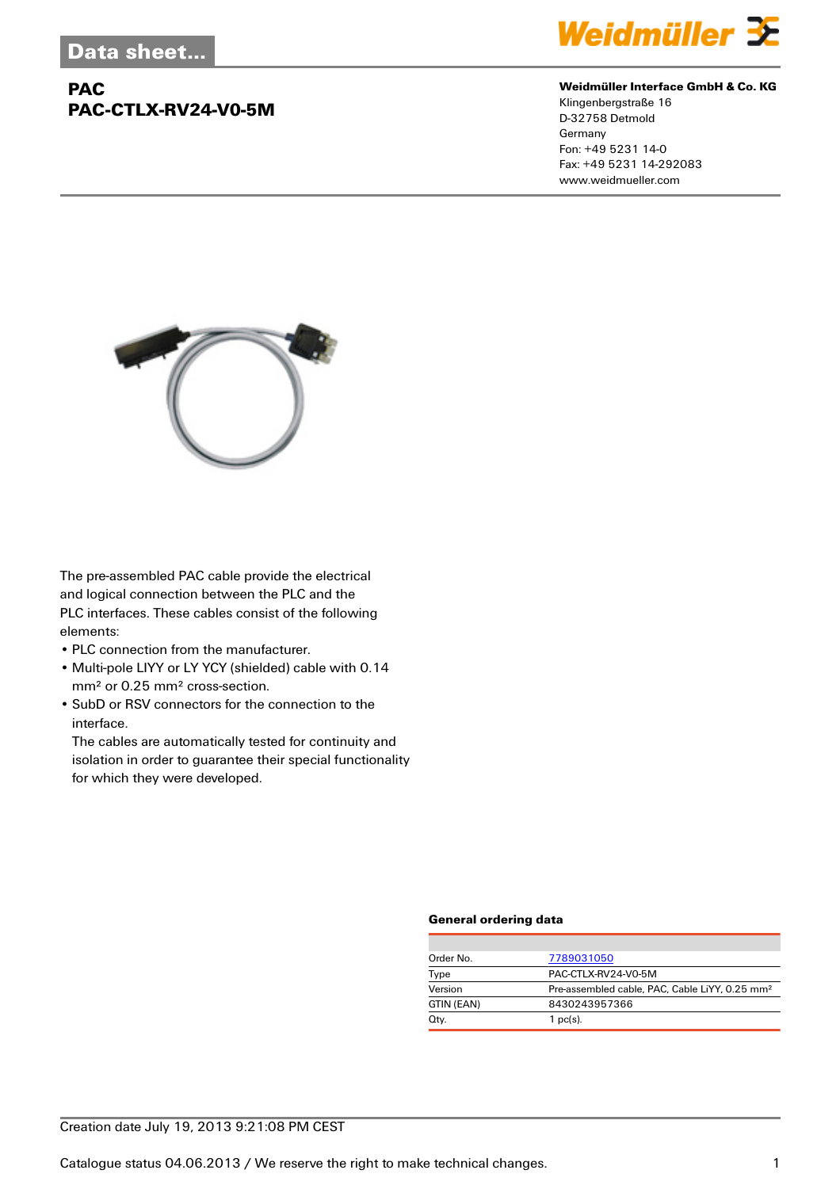Data sheet...

# PAC
# PAC-CTLX-RV24-V0-5M

**Weidmüller Interface GmbH & Co. KG**
Klingenbergstraße 16
D-32758 Detmold
Germany
Fon: +49 5231 14-0
Fax: +49 5231 14-292083
www.weidmueller.com

The pre-assembled PAC cable provide the electrical and logical connection between the PLC and the PLC interfaces. These cables consist of the following elements:

- PLC connection from the manufacturer.
- Multi-pole LIYY or LY YCY (shielded) cable with 0.14 mm² or 0.25 mm² cross-section.
- SubD or RSV connectors for the connection to the interface.
  The cables are automatically tested for continuity and isolation in order to guarantee their special functionality for which they were developed.

### General ordering data

| | |
|---|---|
| Order No. | 7789031050 |
| Type | PAC-CTLX-RV24-V0-5M |
| Version | Pre-assembled cable, PAC, Cable LiYY, 0.25 mm² |
| GTIN (EAN) | 8430243957366 |
| Qty. | 1 pc(s). |

Creation date July 19, 2013 9:21:08 PM CEST

Catalogue status 04.06.2013 / We reserve the right to make technical changes.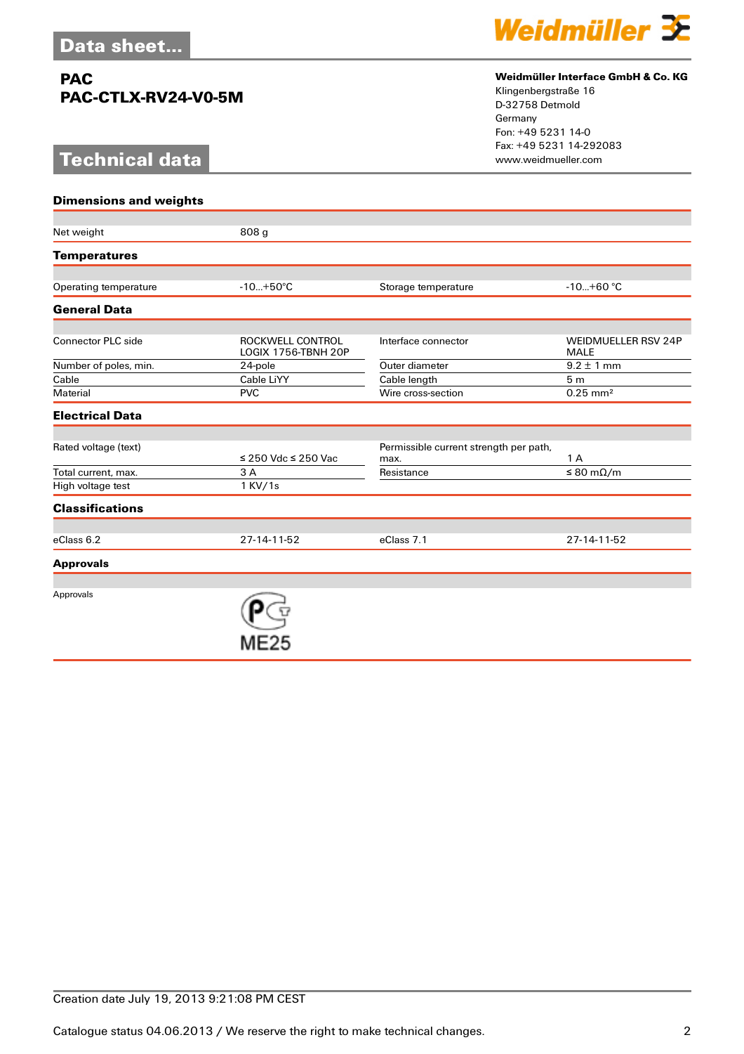# Data sheet...

**PAC**
**PAC-CTLX-RV24-V0-5M**

**Weidmüller Interface GmbH & Co. KG**
Klingenbergstraße 16
D-32758 Detmold
Germany
Fon: +49 5231 14-0
Fax: +49 5231 14-292083
www.weidmueller.com

## Technical data

### Dimensions and weights

| | | | |
|---|---|---|---|
| Net weight | 808 g | | |

### Temperatures

| | | | |
|---|---|---|---|
| Operating temperature | -10...+50°C | Storage temperature | -10...+60 °C |

### General Data

| | | | |
|---|---|---|---|
| Connector PLC side | ROCKWELL CONTROL LOGIX 1756-TBNH 20P | Interface connector | WEIDMUELLER RSV 24P MALE |
| Number of poles, min. | 24-pole | Outer diameter | 9.2 ± 1 mm |
| Cable | Cable LiYY | Cable length | 5 m |
| Material | PVC | Wire cross-section | 0.25 mm² |

### Electrical Data

| | | | |
|---|---|---|---|
| Rated voltage (text) | ≤ 250 Vdc ≤ 250 Vac | Permissible current strength per path, max. | 1 A |
| Total current, max. | 3 A | Resistance | ≤ 80 mΩ/m |
| High voltage test | 1 KV/1s | | |

### Classifications

| | | | |
|---|---|---|---|
| eClass 6.2 | 27-14-11-52 | eClass 7.1 | 27-14-11-52 |

### Approvals

Approvals

ME25

Creation date July 19, 2013 9:21:08 PM CEST

Catalogue status 04.06.2013 / We reserve the right to make technical changes.